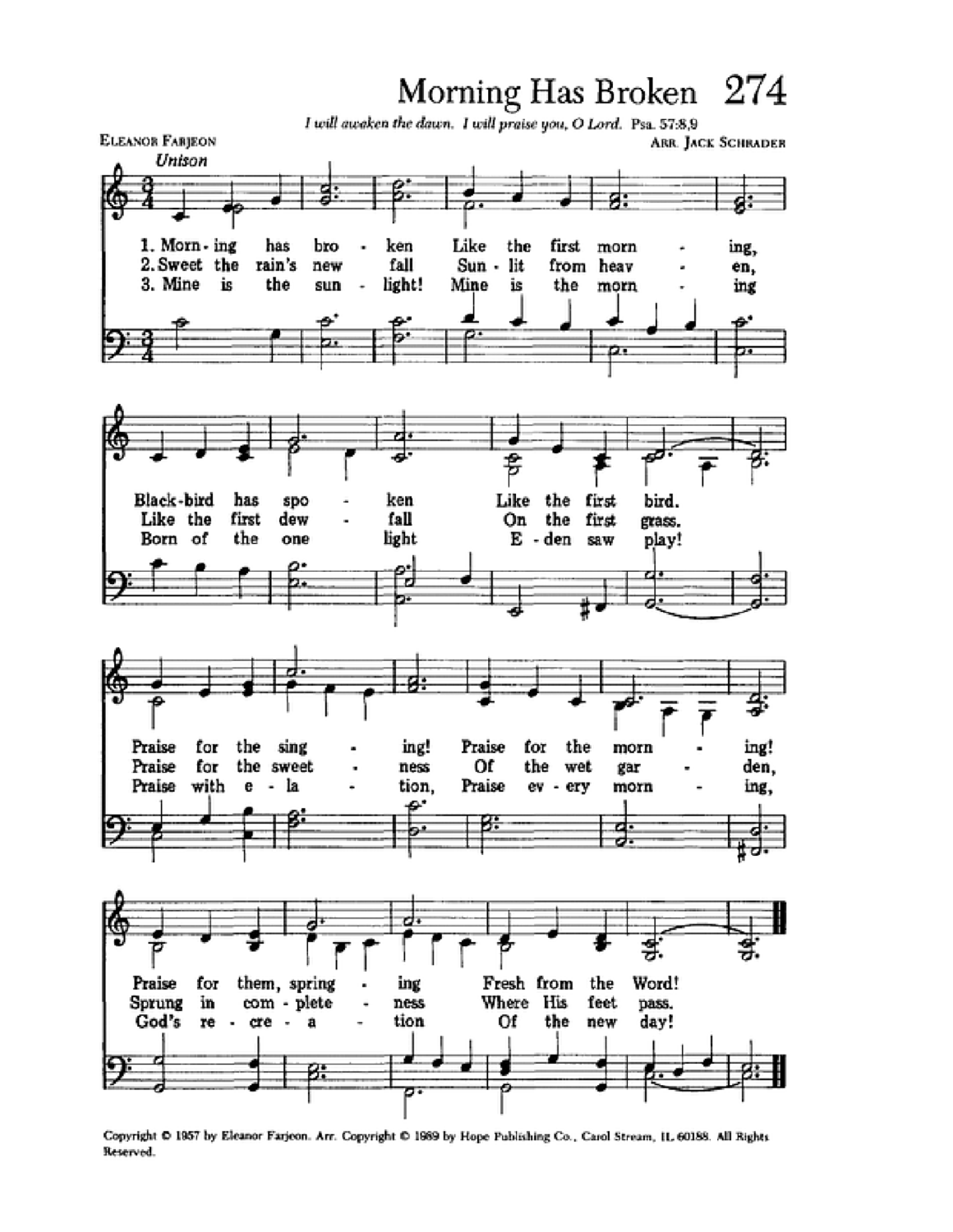# Morning Has Broken 274

*I will awaken the dawn. I will praise you, O Lord.* Psa. 57:8,9

ELEANOR FARJEON

ARR. JACK SCHRADER

*Unison*

1. Morn - ing has bro - ken Like the first morn - ing,
Black - bird has spo - ken Like the first bird.
Praise for the sing - ing! Praise for the morn - ing!
Praise for them, spring - ing Fresh from the Word!

2. Sweet the rain's new fall Sun - lit from heav - en,
Like the first dew - fall On the first grass.
Praise for the sweet - ness Of the wet gar - den,
Sprung in com - plete - ness Where His feet pass.

3. Mine is the sun - light! Mine is the morn - ing
Born of the one light E - den saw play!
Praise with e - la - tion, Praise ev - ery morn - ing,
God's re - cre - a - tion Of the new day!

Copyright © 1957 by Eleanor Farjeon. Arr. Copyright © 1989 by Hope Publishing Co., Carol Stream, IL 60188. All Rights Reserved.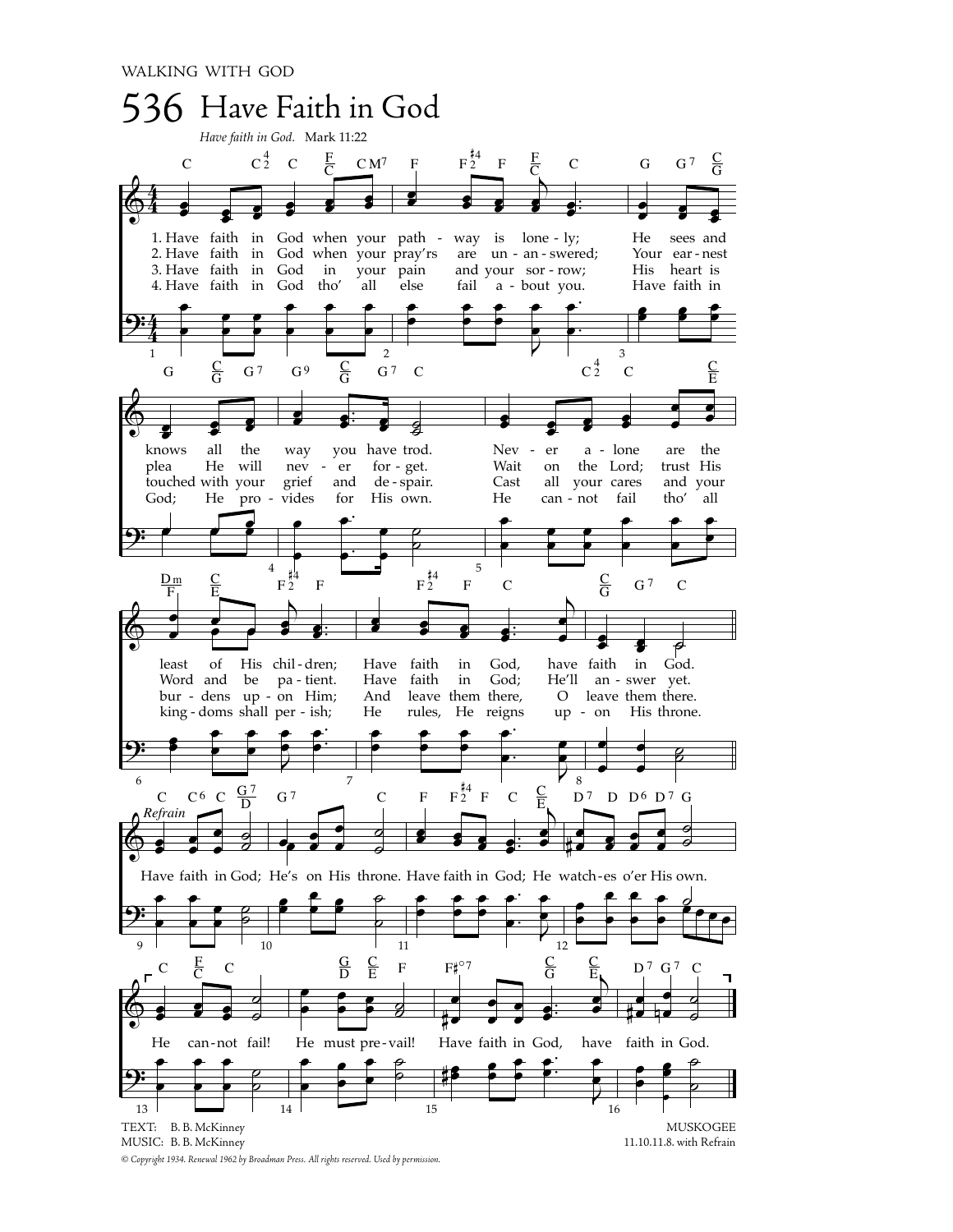WALKING WITH GOD

# 536 Have Faith in God

*Have faith in God.* Mark 11:22

1. Have faith in God when your pathway is lonely; He sees and knows all the way you have trod. Never alone are the least of His children; Have faith in God, have faith in God.

2. Have faith in God when your pray'rs are unanswered; Your earnest plea He will never forget. Wait on the Lord; trust His Word and be patient. Have faith in God; He'll answer yet.

3. Have faith in God in your pain and your sorrow; His heart is touched with your grief and despair. Cast all your cares and your burdens upon Him; And leave them there, O leave them there.

4. Have faith in God tho' all else fail about you. Have faith in God; He provides for His own. He cannot fail tho' all kingdoms shall perish; He rules, He reigns upon His throne.

*Refrain*

Have faith in God; He's on His throne. Have faith in God; He watches o'er His own. He cannot fail! He must prevail! Have faith in God, have faith in God.

TEXT: B. B. McKinney
MUSIC: B. B. McKinney

MUSKOGEE
11.10.11.8. with Refrain

*© Copyright 1934. Renewal 1962 by Broadman Press. All rights reserved. Used by permission.*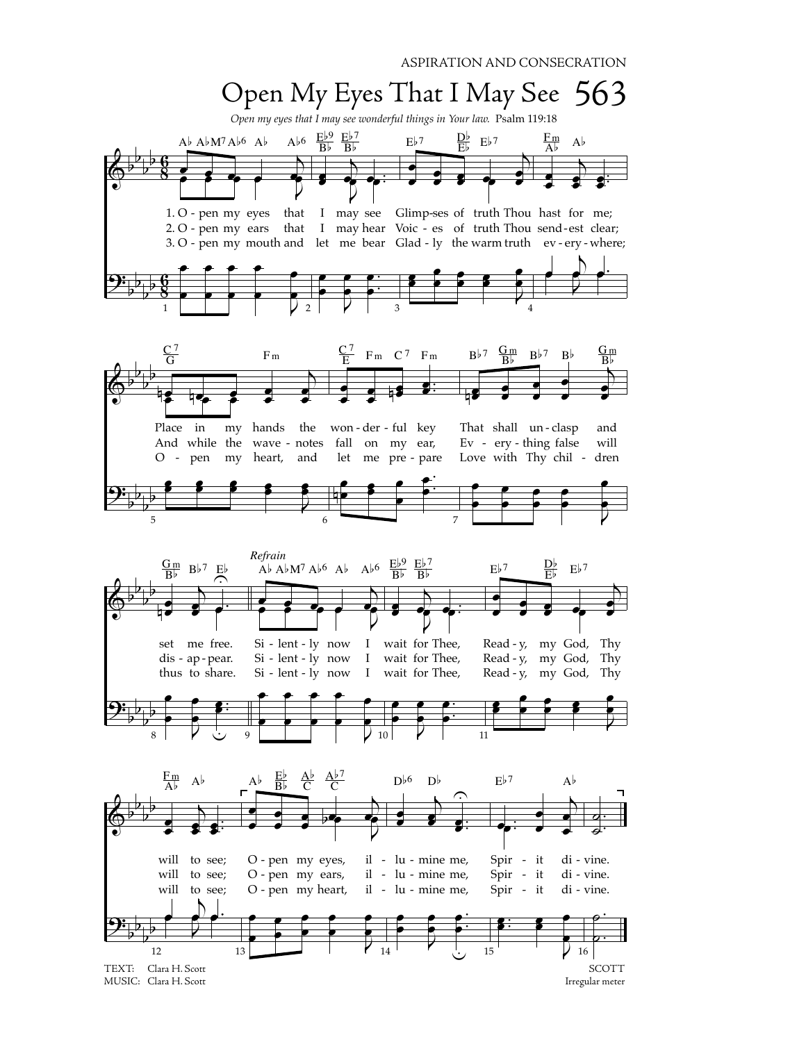ASPIRATION AND CONSECRATION

# Open My Eyes That I May See 563

*Open my eyes that I may see wonderful things in Your law.* Psalm 119:18

1. O - pen my eyes that I may see Glimp-ses of truth Thou hast for me; Place in my hands the won - der - ful key That shall un - clasp and set me free.
2. O - pen my ears that I may hear Voic - es of truth Thou send - est clear; And while the wave - notes fall on my ear, Ev - ery - thing false will dis - ap - pear.
3. O - pen my mouth and let me bear Glad - ly the warm truth ev - ery - where; O - pen my heart, and let me pre - pare Love with Thy chil - dren thus to share.

*Refrain*

Si - lent - ly now I wait for Thee, Read - y, my God, Thy will to see; O - pen my eyes, il - lu - mine me, Spir - it di - vine.

Si - lent - ly now I wait for Thee, Read - y, my God, Thy will to see; O - pen my ears, il - lu - mine me, Spir - it di - vine.

Si - lent - ly now I wait for Thee, Read - y, my God, Thy will to see; O - pen my heart, il - lu - mine me, Spir - it di - vine.

TEXT: Clara H. Scott
MUSIC: Clara H. Scott

SCOTT
Irregular meter